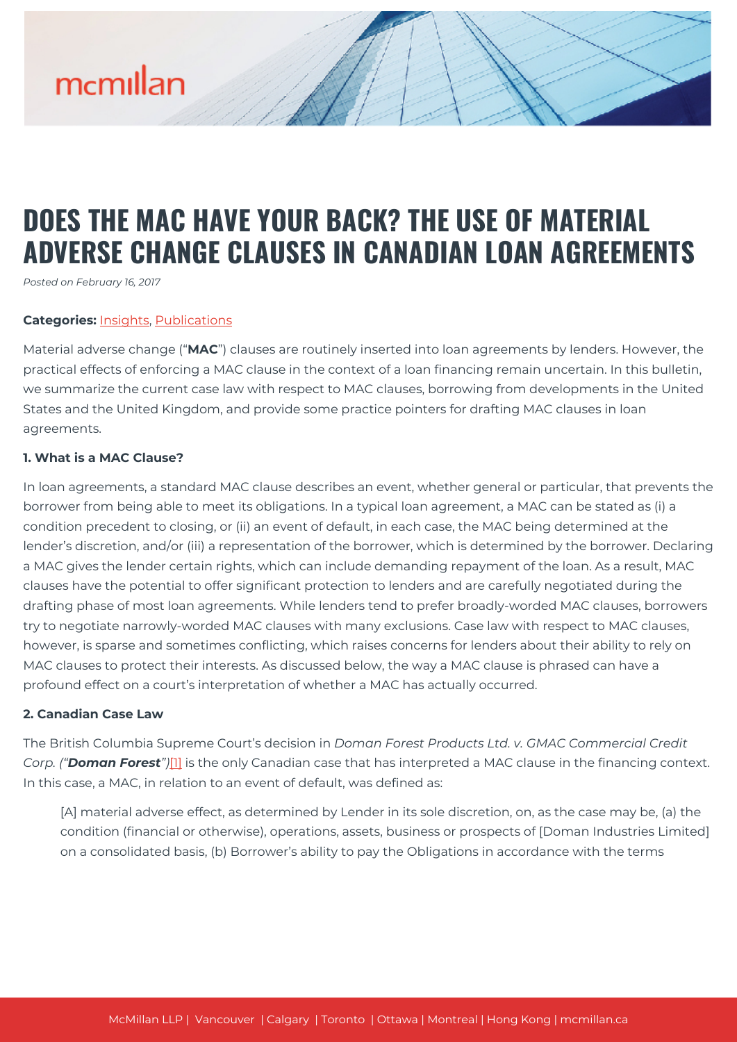# DOES THE MAC HAVE YOUR BACK? THE USE OF MATERIAL ADVERSE CHANGE CLAUSES IN CANADIAN LOAN AGREEMENTS

*Posted on February 16, 2017*

**Categories:** Insights, Publications

Material adverse change ("**MAC**") clauses are routinely inserted into loan agreements by lenders. However, the practical effects of enforcing a MAC clause in the context of a loan financing remain uncertain. In this bulletin, we summarize the current case law with respect to MAC clauses, borrowing from developments in the United States and the United Kingdom, and provide some practice pointers for drafting MAC clauses in loan agreements.

**1. What is a MAC Clause?**

In loan agreements, a standard MAC clause describes an event, whether general or particular, that prevents the borrower from being able to meet its obligations. In a typical loan agreement, a MAC can be stated as (i) a condition precedent to closing, or (ii) an event of default, in each case, the MAC being determined at the lender's discretion, and/or (iii) a representation of the borrower, which is determined by the borrower. Declaring a MAC gives the lender certain rights, which can include demanding repayment of the loan. As a result, MAC clauses have the potential to offer significant protection to lenders and are carefully negotiated during the drafting phase of most loan agreements. While lenders tend to prefer broadly-worded MAC clauses, borrowers try to negotiate narrowly-worded MAC clauses with many exclusions. Case law with respect to MAC clauses, however, is sparse and sometimes conflicting, which raises concerns for lenders about their ability to rely on MAC clauses to protect their interests. As discussed below, the way a MAC clause is phrased can have a profound effect on a court's interpretation of whether a MAC has actually occurred.

**2. Canadian Case Law**

The British Columbia Supreme Court's decision in *Doman Forest Products Ltd. v. GMAC Commercial Credit Corp. ("**Doman Forest**")*[1] is the only Canadian case that has interpreted a MAC clause in the financing context. In this case, a MAC, in relation to an event of default, was defined as:

> [A] material adverse effect, as determined by Lender in its sole discretion, on, as the case may be, (a) the condition (financial or otherwise), operations, assets, business or prospects of [Doman Industries Limited] on a consolidated basis, (b) Borrower's ability to pay the Obligations in accordance with the terms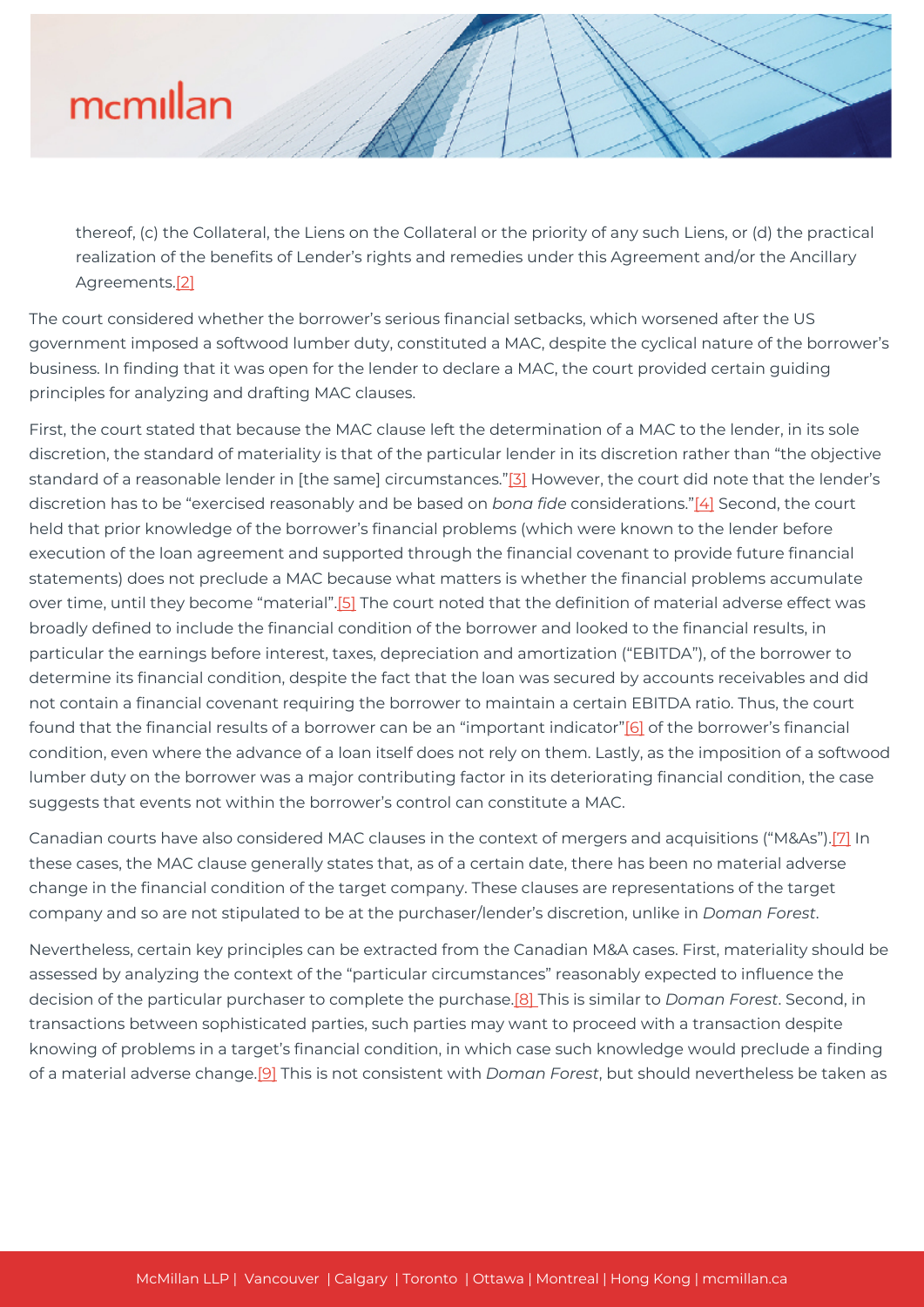> thereof, (c) the Collateral, the Liens on the Collateral or the priority of any such Liens, or (d) the practical realization of the benefits of Lender's rights and remedies under this Agreement and/or the Ancillary Agreements.[2]

The court considered whether the borrower's serious financial setbacks, which worsened after the US government imposed a softwood lumber duty, constituted a MAC, despite the cyclical nature of the borrower's business. In finding that it was open for the lender to declare a MAC, the court provided certain guiding principles for analyzing and drafting MAC clauses.

First, the court stated that because the MAC clause left the determination of a MAC to the lender, in its sole discretion, the standard of materiality is that of the particular lender in its discretion rather than "the objective standard of a reasonable lender in [the same] circumstances."[3] However, the court did note that the lender's discretion has to be "exercised reasonably and be based on *bona fide* considerations."[4] Second, the court held that prior knowledge of the borrower's financial problems (which were known to the lender before execution of the loan agreement and supported through the financial covenant to provide future financial statements) does not preclude a MAC because what matters is whether the financial problems accumulate over time, until they become "material".[5] The court noted that the definition of material adverse effect was broadly defined to include the financial condition of the borrower and looked to the financial results, in particular the earnings before interest, taxes, depreciation and amortization ("EBITDA"), of the borrower to determine its financial condition, despite the fact that the loan was secured by accounts receivables and did not contain a financial covenant requiring the borrower to maintain a certain EBITDA ratio. Thus, the court found that the financial results of a borrower can be an "important indicator"[6] of the borrower's financial condition, even where the advance of a loan itself does not rely on them. Lastly, as the imposition of a softwood lumber duty on the borrower was a major contributing factor in its deteriorating financial condition, the case suggests that events not within the borrower's control can constitute a MAC.

Canadian courts have also considered MAC clauses in the context of mergers and acquisitions ("M&As").[7] In these cases, the MAC clause generally states that, as of a certain date, there has been no material adverse change in the financial condition of the target company. These clauses are representations of the target company and so are not stipulated to be at the purchaser/lender's discretion, unlike in *Doman Forest*.

Nevertheless, certain key principles can be extracted from the Canadian M&A cases. First, materiality should be assessed by analyzing the context of the "particular circumstances" reasonably expected to influence the decision of the particular purchaser to complete the purchase.[8] This is similar to *Doman Forest*. Second, in transactions between sophisticated parties, such parties may want to proceed with a transaction despite knowing of problems in a target's financial condition, in which case such knowledge would preclude a finding of a material adverse change.[9] This is not consistent with *Doman Forest*, but should nevertheless be taken as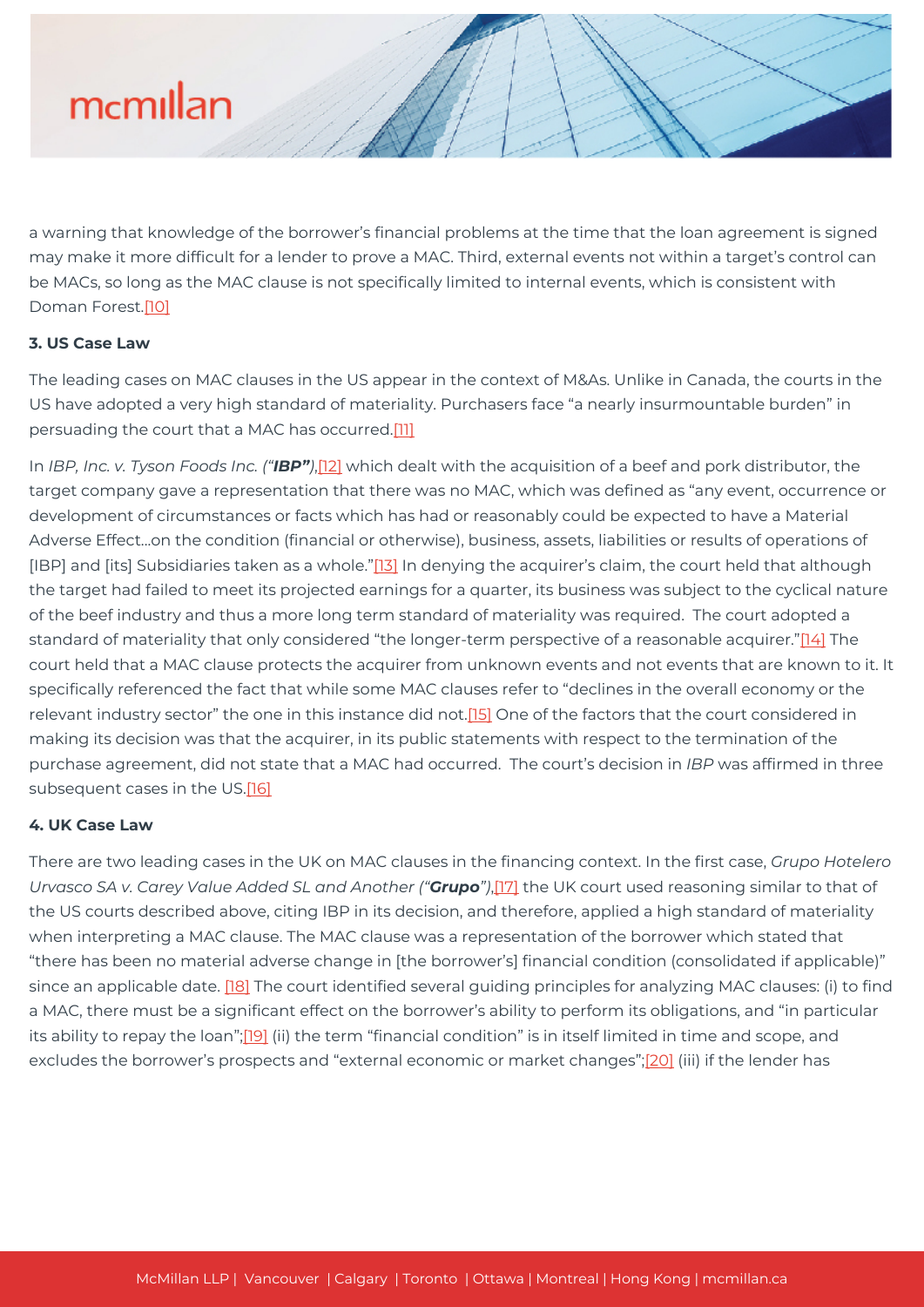a warning that knowledge of the borrower's financial problems at the time that the loan agreement is signed may make it more difficult for a lender to prove a MAC. Third, external events not within a target's control can be MACs, so long as the MAC clause is not specifically limited to internal events, which is consistent with Doman Forest.[10]

**3. US Case Law**

The leading cases on MAC clauses in the US appear in the context of M&As. Unlike in Canada, the courts in the US have adopted a very high standard of materiality. Purchasers face "a nearly insurmountable burden" in persuading the court that a MAC has occurred.[11]

In *IBP, Inc. v. Tyson Foods Inc. ("**IBP**")*,[12] which dealt with the acquisition of a beef and pork distributor, the target company gave a representation that there was no MAC, which was defined as "any event, occurrence or development of circumstances or facts which has had or reasonably could be expected to have a Material Adverse Effect…on the condition (financial or otherwise), business, assets, liabilities or results of operations of [IBP] and [its] Subsidiaries taken as a whole."[13] In denying the acquirer's claim, the court held that although the target had failed to meet its projected earnings for a quarter, its business was subject to the cyclical nature of the beef industry and thus a more long term standard of materiality was required. The court adopted a standard of materiality that only considered "the longer-term perspective of a reasonable acquirer."[14] The court held that a MAC clause protects the acquirer from unknown events and not events that are known to it. It specifically referenced the fact that while some MAC clauses refer to "declines in the overall economy or the relevant industry sector" the one in this instance did not.[15] One of the factors that the court considered in making its decision was that the acquirer, in its public statements with respect to the termination of the purchase agreement, did not state that a MAC had occurred. The court's decision in *IBP* was affirmed in three subsequent cases in the US.[16]

**4. UK Case Law**

There are two leading cases in the UK on MAC clauses in the financing context. In the first case, *Grupo Hotelero Urvasco SA v. Carey Value Added SL and Another ("**Grupo**")*,[17] the UK court used reasoning similar to that of the US courts described above, citing IBP in its decision, and therefore, applied a high standard of materiality when interpreting a MAC clause. The MAC clause was a representation of the borrower which stated that "there has been no material adverse change in [the borrower's] financial condition (consolidated if applicable)" since an applicable date. [18] The court identified several guiding principles for analyzing MAC clauses: (i) to find a MAC, there must be a significant effect on the borrower's ability to perform its obligations, and "in particular its ability to repay the loan";[19] (ii) the term "financial condition" is in itself limited in time and scope, and excludes the borrower's prospects and "external economic or market changes";[20] (iii) if the lender has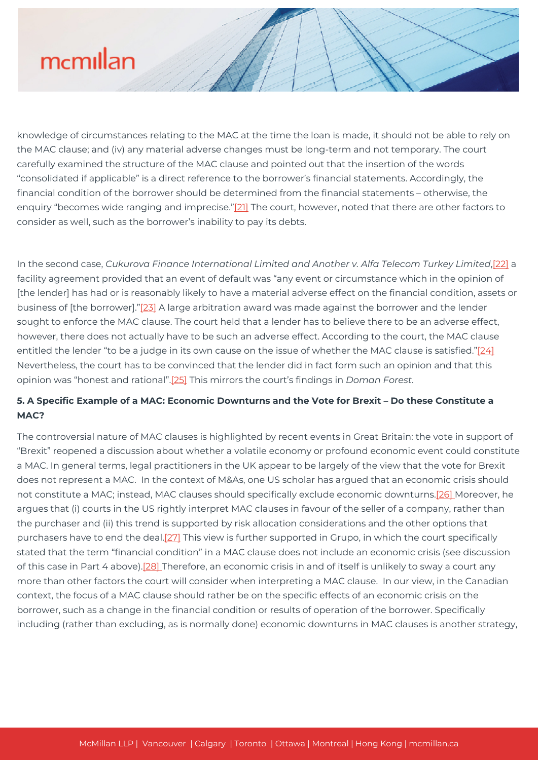knowledge of circumstances relating to the MAC at the time the loan is made, it should not be able to rely on the MAC clause; and (iv) any material adverse changes must be long-term and not temporary. The court carefully examined the structure of the MAC clause and pointed out that the insertion of the words "consolidated if applicable" is a direct reference to the borrower's financial statements. Accordingly, the financial condition of the borrower should be determined from the financial statements – otherwise, the enquiry "becomes wide ranging and imprecise."[21] The court, however, noted that there are other factors to consider as well, such as the borrower's inability to pay its debts.

In the second case, *Cukurova Finance International Limited and Another v. Alfa Telecom Turkey Limited*,[22] a facility agreement provided that an event of default was "any event or circumstance which in the opinion of [the lender] has had or is reasonably likely to have a material adverse effect on the financial condition, assets or business of [the borrower]."[23] A large arbitration award was made against the borrower and the lender sought to enforce the MAC clause. The court held that a lender has to believe there to be an adverse effect, however, there does not actually have to be such an adverse effect. According to the court, the MAC clause entitled the lender "to be a judge in its own cause on the issue of whether the MAC clause is satisfied."[24] Nevertheless, the court has to be convinced that the lender did in fact form such an opinion and that this opinion was "honest and rational".[25] This mirrors the court's findings in *Doman Forest*.

### 5. A Specific Example of a MAC: Economic Downturns and the Vote for Brexit – Do these Constitute a MAC?

The controversial nature of MAC clauses is highlighted by recent events in Great Britain: the vote in support of "Brexit" reopened a discussion about whether a volatile economy or profound economic event could constitute a MAC. In general terms, legal practitioners in the UK appear to be largely of the view that the vote for Brexit does not represent a MAC. In the context of M&As, one US scholar has argued that an economic crisis should not constitute a MAC; instead, MAC clauses should specifically exclude economic downturns.[26] Moreover, he argues that (i) courts in the US rightly interpret MAC clauses in favour of the seller of a company, rather than the purchaser and (ii) this trend is supported by risk allocation considerations and the other options that purchasers have to end the deal.[27] This view is further supported in Grupo, in which the court specifically stated that the term "financial condition" in a MAC clause does not include an economic crisis (see discussion of this case in Part 4 above).[28] Therefore, an economic crisis in and of itself is unlikely to sway a court any more than other factors the court will consider when interpreting a MAC clause. In our view, in the Canadian context, the focus of a MAC clause should rather be on the specific effects of an economic crisis on the borrower, such as a change in the financial condition or results of operation of the borrower. Specifically including (rather than excluding, as is normally done) economic downturns in MAC clauses is another strategy,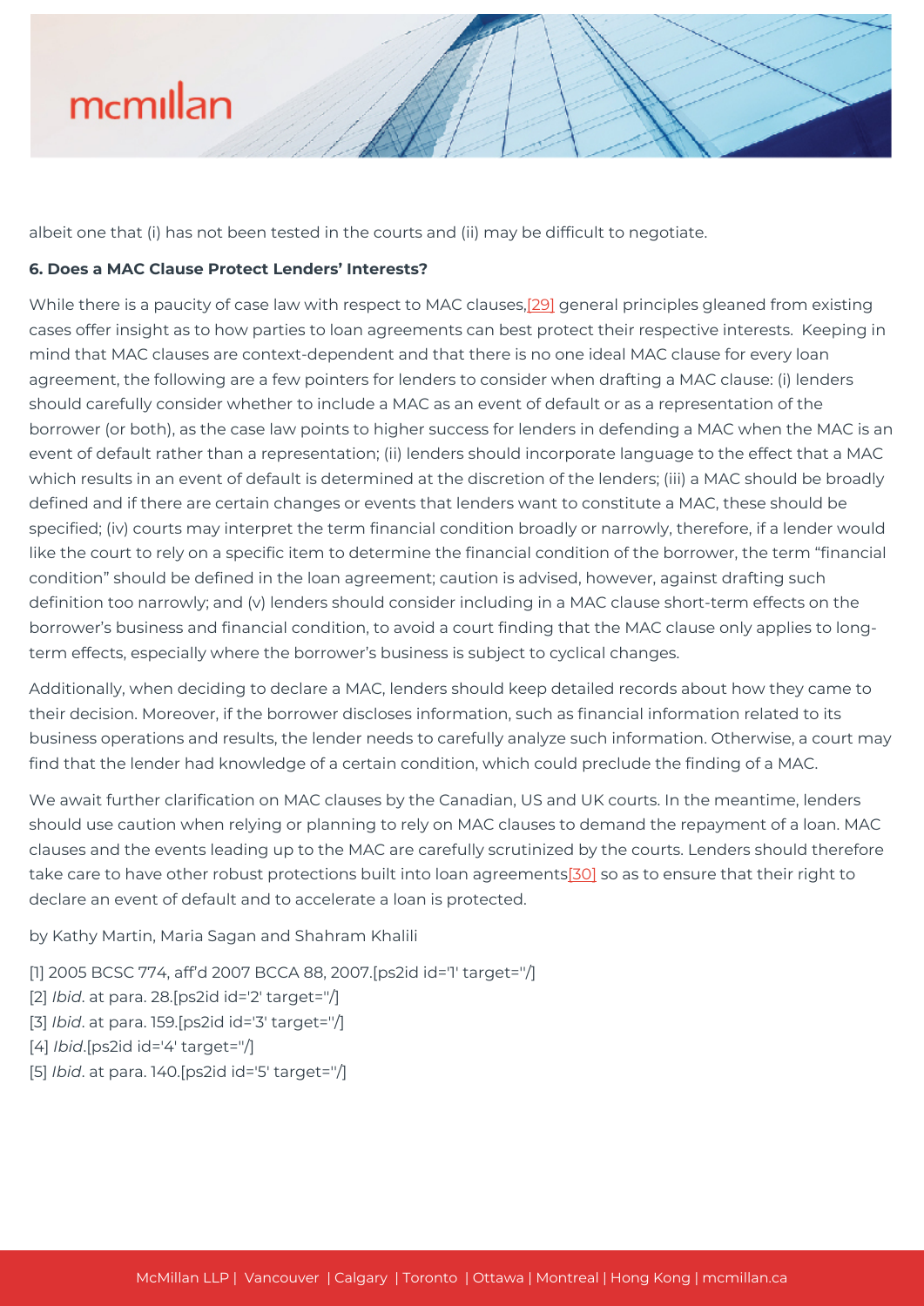albeit one that (i) has not been tested in the courts and (ii) may be difficult to negotiate.

**6. Does a MAC Clause Protect Lenders' Interests?**

While there is a paucity of case law with respect to MAC clauses,[29] general principles gleaned from existing cases offer insight as to how parties to loan agreements can best protect their respective interests. Keeping in mind that MAC clauses are context-dependent and that there is no one ideal MAC clause for every loan agreement, the following are a few pointers for lenders to consider when drafting a MAC clause: (i) lenders should carefully consider whether to include a MAC as an event of default or as a representation of the borrower (or both), as the case law points to higher success for lenders in defending a MAC when the MAC is an event of default rather than a representation; (ii) lenders should incorporate language to the effect that a MAC which results in an event of default is determined at the discretion of the lenders; (iii) a MAC should be broadly defined and if there are certain changes or events that lenders want to constitute a MAC, these should be specified; (iv) courts may interpret the term financial condition broadly or narrowly, therefore, if a lender would like the court to rely on a specific item to determine the financial condition of the borrower, the term "financial condition" should be defined in the loan agreement; caution is advised, however, against drafting such definition too narrowly; and (v) lenders should consider including in a MAC clause short-term effects on the borrower's business and financial condition, to avoid a court finding that the MAC clause only applies to long-term effects, especially where the borrower's business is subject to cyclical changes.

Additionally, when deciding to declare a MAC, lenders should keep detailed records about how they came to their decision. Moreover, if the borrower discloses information, such as financial information related to its business operations and results, the lender needs to carefully analyze such information. Otherwise, a court may find that the lender had knowledge of a certain condition, which could preclude the finding of a MAC.

We await further clarification on MAC clauses by the Canadian, US and UK courts. In the meantime, lenders should use caution when relying or planning to rely on MAC clauses to demand the repayment of a loan. MAC clauses and the events leading up to the MAC are carefully scrutinized by the courts. Lenders should therefore take care to have other robust protections built into loan agreements[30] so as to ensure that their right to declare an event of default and to accelerate a loan is protected.

by Kathy Martin, Maria Sagan and Shahram Khalili

[1] 2005 BCSC 774, aff'd 2007 BCCA 88, 2007.[ps2id id='1' target=''/]
[2] *Ibid*. at para. 28.[ps2id id='2' target=''/]
[3] *Ibid*. at para. 159.[ps2id id='3' target=''/]
[4] *Ibid*.[ps2id id='4' target=''/]
[5] *Ibid*. at para. 140.[ps2id id='5' target=''/]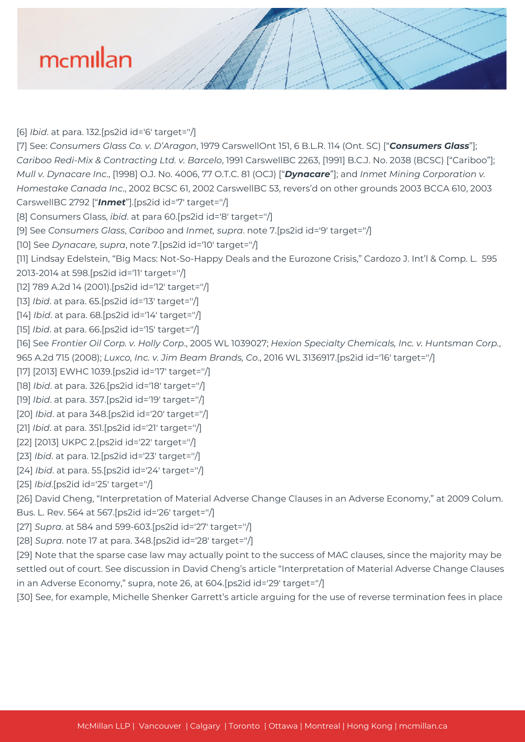[6] *Ibid*. at para. 132.[ps2id id='6' target=''/]

[7] See: *Consumers Glass Co. v. D'Aragon*, 1979 CarswellOnt 151, 6 B.L.R. 114 (Ont. SC) ["***Consumers Glass***"]; *Cariboo Redi-Mix & Contracting Ltd. v. Barcelo*, 1991 CarswellBC 2263, [1991] B.C.J. No. 2038 (BCSC) ["Cariboo"]; *Mull v. Dynacare Inc*., [1998] O.J. No. 4006, 77 O.T.C. 81 (OCJ) ["***Dynacare***"]; and *Inmet Mining Corporation v. Homestake Canada Inc*., 2002 BCSC 61, 2002 CarswellBC 53, revers'd on other grounds 2003 BCCA 610, 2003 CarswellBC 2792 ["***Inmet***"].[ps2id id='7' target=''/]

[8] Consumers Glass, *ibid*. at para 60.[ps2id id='8' target=''/]

[9] See *Consumers Glass*, *Cariboo* and *Inmet, supra*. note 7.[ps2id id='9' target=''/]

[10] See *Dynacare, supra*, note 7.[ps2id id='10' target=''/]

[11] Lindsay Edelstein, "Big Macs: Not-So-Happy Deals and the Eurozone Crisis," Cardozo J. Int'l & Comp. L. 595 2013-2014 at 598.[ps2id id='11' target=''/]

[12] 789 A.2d 14 (2001).[ps2id id='12' target=''/]

[13] *Ibid*. at para. 65.[ps2id id='13' target=''/]

[14] *Ibid*. at para. 68.[ps2id id='14' target=''/]

[15] *Ibid*. at para. 66.[ps2id id='15' target=''/]

[16] See *Frontier Oil Corp. v. Holly Corp*., 2005 WL 1039027; *Hexion Specialty Chemicals, Inc. v. Huntsman Corp.*, 965 A.2d 715 (2008); *Luxco, Inc. v. Jim Beam Brands, Co*., 2016 WL 3136917.[ps2id id='16' target=''/]

[17] [2013] EWHC 1039.[ps2id id='17' target=''/]

[18] *Ibid*. at para. 326.[ps2id id='18' target=''/]

[19] *Ibid*. at para. 357.[ps2id id='19' target=''/]

[20] *Ibid*. at para 348.[ps2id id='20' target=''/]

[21] *Ibid*. at para. 351.[ps2id id='21' target=''/]

[22] [2013] UKPC 2.[ps2id id='22' target=''/]

[23] *Ibid*. at para. 12.[ps2id id='23' target=''/]

[24] *Ibid*. at para. 55.[ps2id id='24' target=''/]

[25] *Ibid*.[ps2id id='25' target=''/]

[26] David Cheng, "Interpretation of Material Adverse Change Clauses in an Adverse Economy," at 2009 Colum. Bus. L. Rev. 564 at 567.[ps2id id='26' target=''/]

[27] *Supra*. at 584 and 599-603.[ps2id id='27' target=''/]

[28] *Supra*. note 17 at para. 348.[ps2id id='28' target=''/]

[29] Note that the sparse case law may actually point to the success of MAC clauses, since the majority may be settled out of court. See discussion in David Cheng's article "Interpretation of Material Adverse Change Clauses in an Adverse Economy," supra, note 26, at 604.[ps2id id='29' target=''/]

[30] See, for example, Michelle Shenker Garrett's article arguing for the use of reverse termination fees in place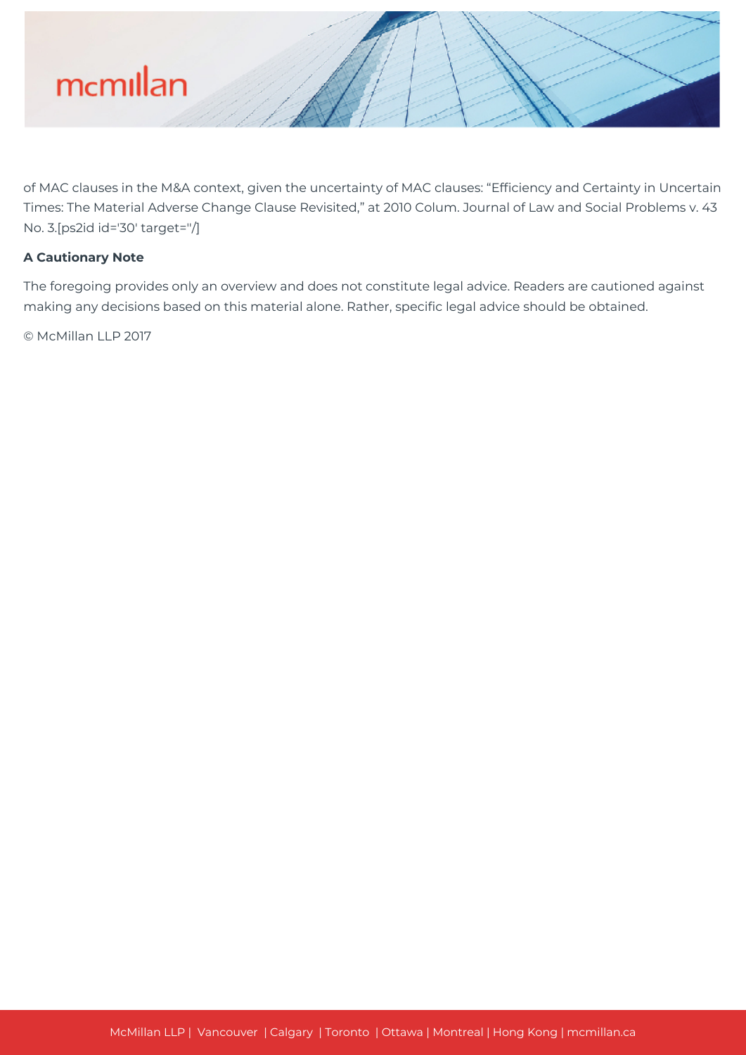of MAC clauses in the M&A context, given the uncertainty of MAC clauses: "Efficiency and Certainty in Uncertain Times: The Material Adverse Change Clause Revisited," at 2010 Colum. Journal of Law and Social Problems v. 43 No. 3.[ps2id id='30' target=''/]

**A Cautionary Note**

The foregoing provides only an overview and does not constitute legal advice. Readers are cautioned against making any decisions based on this material alone. Rather, specific legal advice should be obtained.

© McMillan LLP 2017